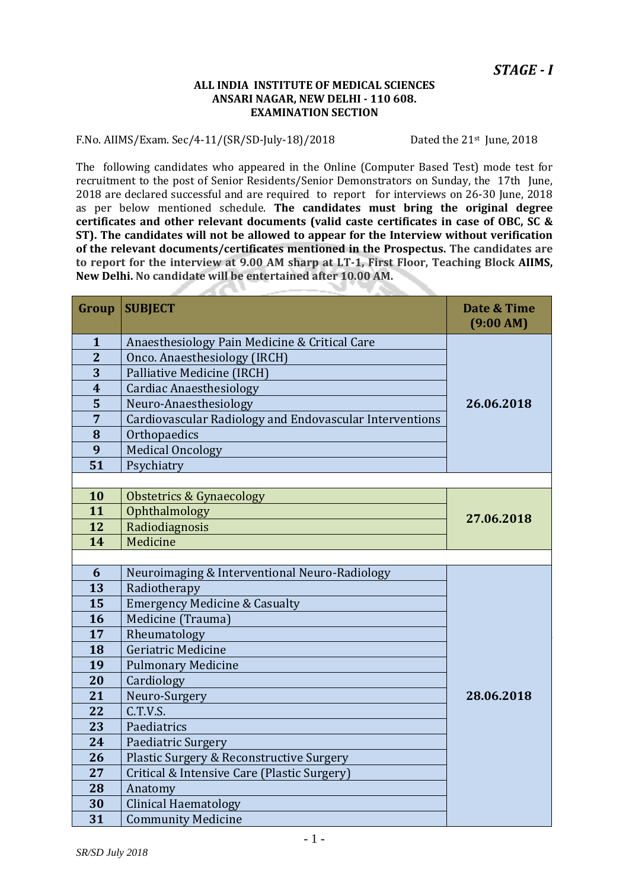***STAGE - I***

**ALL INDIA INSTITUTE OF MEDICAL SCIENCES**
**ANSARI NAGAR, NEW DELHI - 110 608.**
**EXAMINATION SECTION**

F.No. AIIMS/Exam. Sec/4-11/(SR/SD-July-18)/2018 Dated the 21st June, 2018

The following candidates who appeared in the Online (Computer Based Test) mode test for recruitment to the post of Senior Residents/Senior Demonstrators on Sunday, the 17th June, 2018 are declared successful and are required to report for interviews on 26-30 June, 2018 as per below mentioned schedule. **The candidates must bring the original degree certificates and other relevant documents (valid caste certificates in case of OBC, SC & ST). The candidates will not be allowed to appear for the Interview without verification of the relevant documents/certificates mentioned in the Prospectus. The candidates are to report for the interview at 9.00 AM sharp at LT-1, First Floor, Teaching Block AIIMS, New Delhi. No candidate will be entertained after 10.00 AM.**

| Group | SUBJECT | Date & Time (9:00 AM) |
|---|---|---|
| 1 | Anaesthesiology Pain Medicine & Critical Care | 26.06.2018 |
| 2 | Onco. Anaesthesiology (IRCH) | |
| 3 | Palliative Medicine (IRCH) | |
| 4 | Cardiac Anaesthesiology | |
| 5 | Neuro-Anaesthesiology | |
| 7 | Cardiovascular Radiology and Endovascular Interventions | |
| 8 | Orthopaedics | |
| 9 | Medical Oncology | |
| 51 | Psychiatry | |
| | | |
| 10 | Obstetrics & Gynaecology | 27.06.2018 |
| 11 | Ophthalmology | |
| 12 | Radiodiagnosis | |
| 14 | Medicine | |
| | | |
| 6 | Neuroimaging & Interventional Neuro-Radiology | 28.06.2018 |
| 13 | Radiotherapy | |
| 15 | Emergency Medicine & Casualty | |
| 16 | Medicine (Trauma) | |
| 17 | Rheumatology | |
| 18 | Geriatric Medicine | |
| 19 | Pulmonary Medicine | |
| 20 | Cardiology | |
| 21 | Neuro-Surgery | |
| 22 | C.T.V.S. | |
| 23 | Paediatrics | |
| 24 | Paediatric Surgery | |
| 26 | Plastic Surgery & Reconstructive Surgery | |
| 27 | Critical & Intensive Care (Plastic Surgery) | |
| 28 | Anatomy | |
| 30 | Clinical Haematology | |
| 31 | Community Medicine | |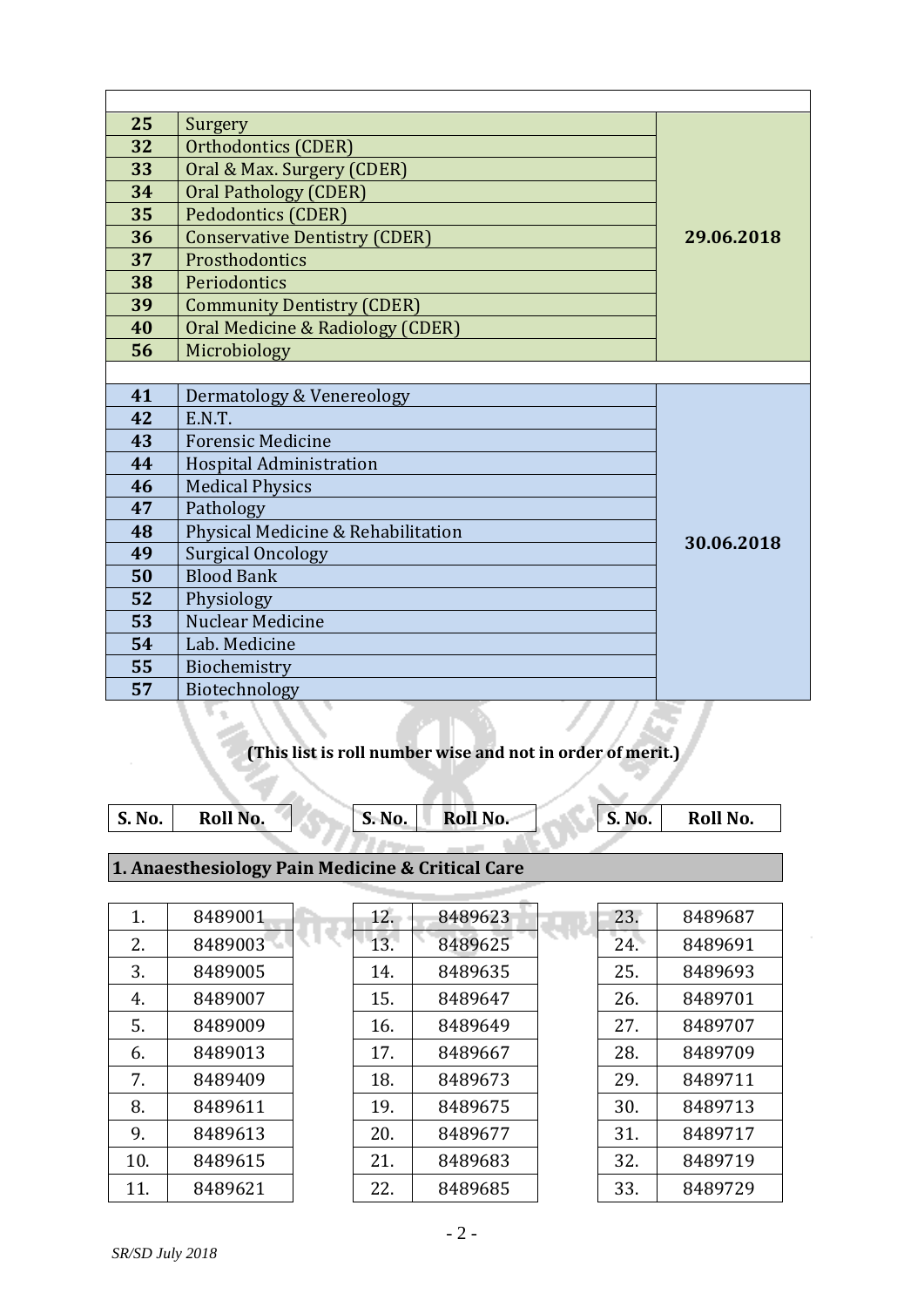| | | |
|---|---|---|
| 25 | Surgery | 29.06.2018 |
| 32 | Orthodontics (CDER) | |
| 33 | Oral & Max. Surgery (CDER) | |
| 34 | Oral Pathology (CDER) | |
| 35 | Pedodontics (CDER) | |
| 36 | Conservative Dentistry (CDER) | |
| 37 | Prosthodontics | |
| 38 | Periodontics | |
| 39 | Community Dentistry (CDER) | |
| 40 | Oral Medicine & Radiology (CDER) | |
| 56 | Microbiology | |
| | | |
| 41 | Dermatology & Venereology | 30.06.2018 |
| 42 | E.N.T. | |
| 43 | Forensic Medicine | |
| 44 | Hospital Administration | |
| 46 | Medical Physics | |
| 47 | Pathology | |
| 48 | Physical Medicine & Rehabilitation | |
| 49 | Surgical Oncology | |
| 50 | Blood Bank | |
| 52 | Physiology | |
| 53 | Nuclear Medicine | |
| 54 | Lab. Medicine | |
| 55 | Biochemistry | |
| 57 | Biotechnology | |

**(This list is roll number wise and not in order of merit.)**

## 1. Anaesthesiology Pain Medicine & Critical Care

| S. No. | Roll No. | S. No. | Roll No. | S. No. | Roll No. |
|---|---|---|---|---|---|
| 1. | 8489001 | 12. | 8489623 | 23. | 8489687 |
| 2. | 8489003 | 13. | 8489625 | 24. | 8489691 |
| 3. | 8489005 | 14. | 8489635 | 25. | 8489693 |
| 4. | 8489007 | 15. | 8489647 | 26. | 8489701 |
| 5. | 8489009 | 16. | 8489649 | 27. | 8489707 |
| 6. | 8489013 | 17. | 8489667 | 28. | 8489709 |
| 7. | 8489409 | 18. | 8489673 | 29. | 8489711 |
| 8. | 8489611 | 19. | 8489675 | 30. | 8489713 |
| 9. | 8489613 | 20. | 8489677 | 31. | 8489717 |
| 10. | 8489615 | 21. | 8489683 | 32. | 8489719 |
| 11. | 8489621 | 22. | 8489685 | 33. | 8489729 |

*SR/SD July 2018*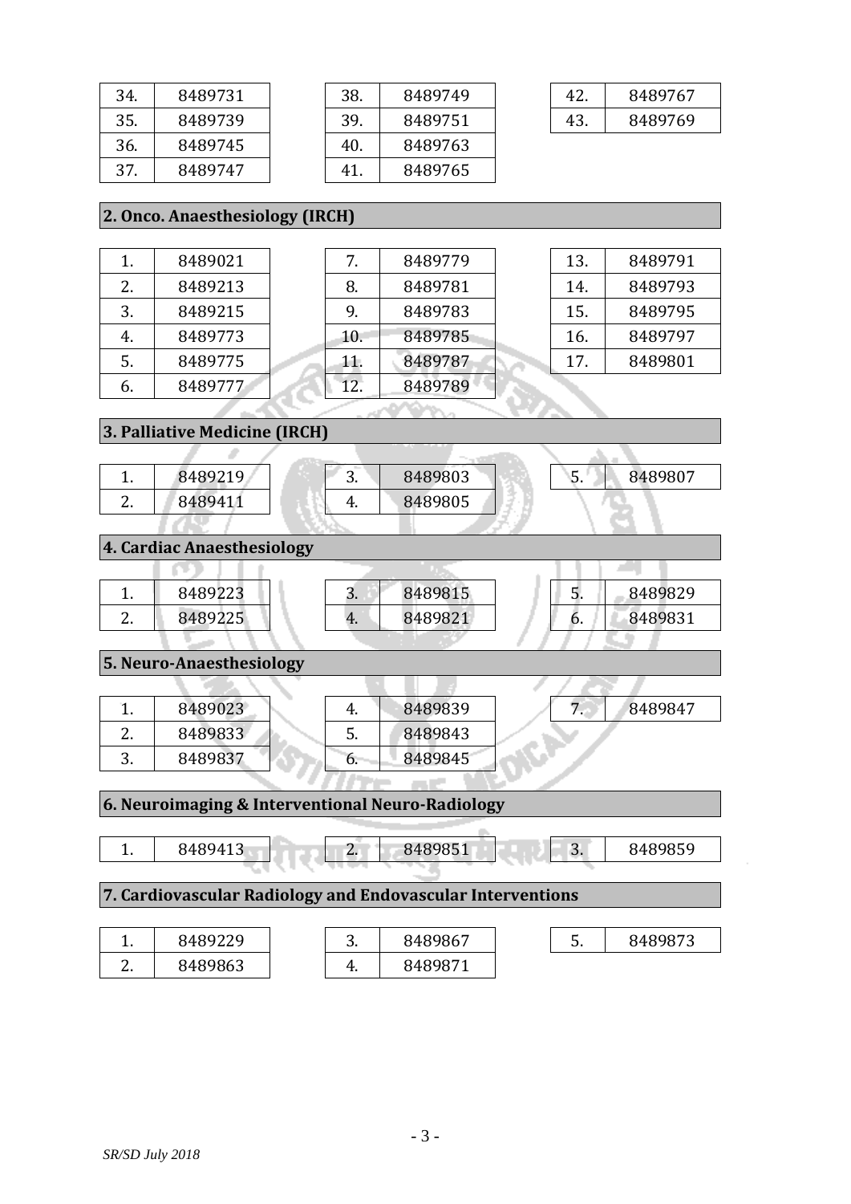| 34. | 8489731 |
|---|---|
| 35. | 8489739 |
| 36. | 8489745 |
| 37. | 8489747 |

| 38. | 8489749 |
|---|---|
| 39. | 8489751 |
| 40. | 8489763 |
| 41. | 8489765 |

| 42. | 8489767 |
|---|---|
| 43. | 8489769 |

## 2. Onco. Anaesthesiology (IRCH)

| 1. | 8489021 |
|---|---|
| 2. | 8489213 |
| 3. | 8489215 |
| 4. | 8489773 |
| 5. | 8489775 |
| 6. | 8489777 |

| 7. | 8489779 |
|---|---|
| 8. | 8489781 |
| 9. | 8489783 |
| 10. | 8489785 |
| 11. | 8489787 |
| 12. | 8489789 |

| 13. | 8489791 |
|---|---|
| 14. | 8489793 |
| 15. | 8489795 |
| 16. | 8489797 |
| 17. | 8489801 |

## 3. Palliative Medicine (IRCH)

| 1. | 8489219 |
|---|---|
| 2. | 8489411 |

| 3. | 8489803 |
|---|---|
| 4. | 8489805 |

| 5. | 8489807 |
|---|---|

## 4. Cardiac Anaesthesiology

| 1. | 8489223 |
|---|---|
| 2. | 8489225 |

| 3. | 8489815 |
|---|---|
| 4. | 8489821 |

| 5. | 8489829 |
|---|---|
| 6. | 8489831 |

## 5. Neuro-Anaesthesiology

| 1. | 8489023 |
|---|---|
| 2. | 8489833 |
| 3. | 8489837 |

| 4. | 8489839 |
|---|---|
| 5. | 8489843 |
| 6. | 8489845 |

| 7. | 8489847 |
|---|---|

## 6. Neuroimaging & Interventional Neuro-Radiology

| 1. | 8489413 |
|---|---|

| 2. | 8489851 |
|---|---|

| 3. | 8489859 |
|---|---|

## 7. Cardiovascular Radiology and Endovascular Interventions

| 1. | 8489229 |
|---|---|
| 2. | 8489863 |

| 3. | 8489867 |
|---|---|
| 4. | 8489871 |

| 5. | 8489873 |
|---|---|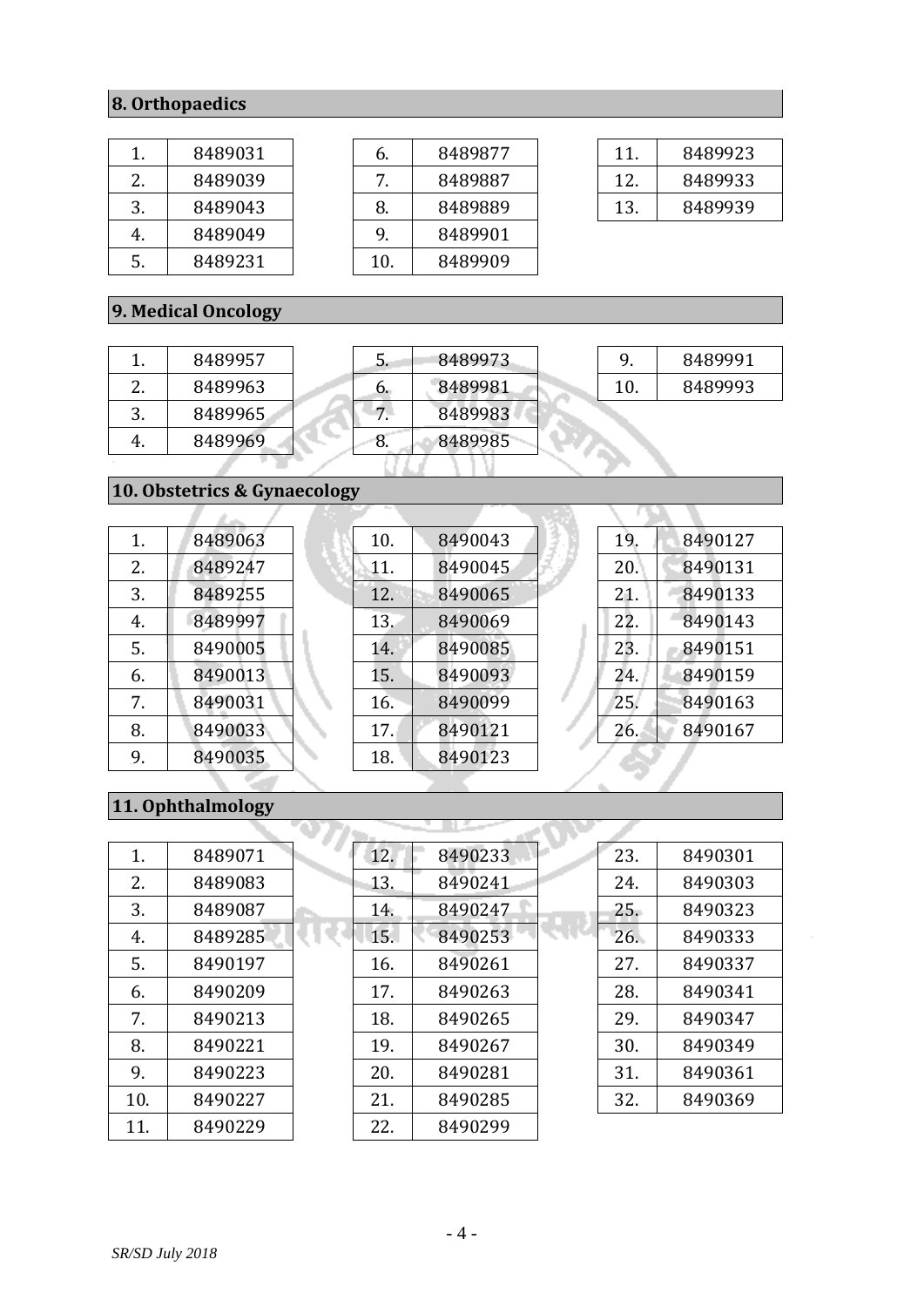## 8. Orthopaedics

| | | | | | |
|---|---|---|---|---|---|
| 1. | 8489031 | 6. | 8489877 | 11. | 8489923 |
| 2. | 8489039 | 7. | 8489887 | 12. | 8489933 |
| 3. | 8489043 | 8. | 8489889 | 13. | 8489939 |
| 4. | 8489049 | 9. | 8489901 | | |
| 5. | 8489231 | 10. | 8489909 | | |

## 9. Medical Oncology

| | | | | | |
|---|---|---|---|---|---|
| 1. | 8489957 | 5. | 8489973 | 9. | 8489991 |
| 2. | 8489963 | 6. | 8489981 | 10. | 8489993 |
| 3. | 8489965 | 7. | 8489983 | | |
| 4. | 8489969 | 8. | 8489985 | | |

## 10. Obstetrics & Gynaecology

| | | | | | |
|---|---|---|---|---|---|
| 1. | 8489063 | 10. | 8490043 | 19. | 8490127 |
| 2. | 8489247 | 11. | 8490045 | 20. | 8490131 |
| 3. | 8489255 | 12. | 8490065 | 21. | 8490133 |
| 4. | 8489997 | 13. | 8490069 | 22. | 8490143 |
| 5. | 8490005 | 14. | 8490085 | 23. | 8490151 |
| 6. | 8490013 | 15. | 8490093 | 24. | 8490159 |
| 7. | 8490031 | 16. | 8490099 | 25. | 8490163 |
| 8. | 8490033 | 17. | 8490121 | 26. | 8490167 |
| 9. | 8490035 | 18. | 8490123 | | |

## 11. Ophthalmology

| | | | | | |
|---|---|---|---|---|---|
| 1. | 8489071 | 12. | 8490233 | 23. | 8490301 |
| 2. | 8489083 | 13. | 8490241 | 24. | 8490303 |
| 3. | 8489087 | 14. | 8490247 | 25. | 8490323 |
| 4. | 8489285 | 15. | 8490253 | 26. | 8490333 |
| 5. | 8490197 | 16. | 8490261 | 27. | 8490337 |
| 6. | 8490209 | 17. | 8490263 | 28. | 8490341 |
| 7. | 8490213 | 18. | 8490265 | 29. | 8490347 |
| 8. | 8490221 | 19. | 8490267 | 30. | 8490349 |
| 9. | 8490223 | 20. | 8490281 | 31. | 8490361 |
| 10. | 8490227 | 21. | 8490285 | 32. | 8490369 |
| 11. | 8490229 | 22. | 8490299 | | |

*SR/SD July 2018*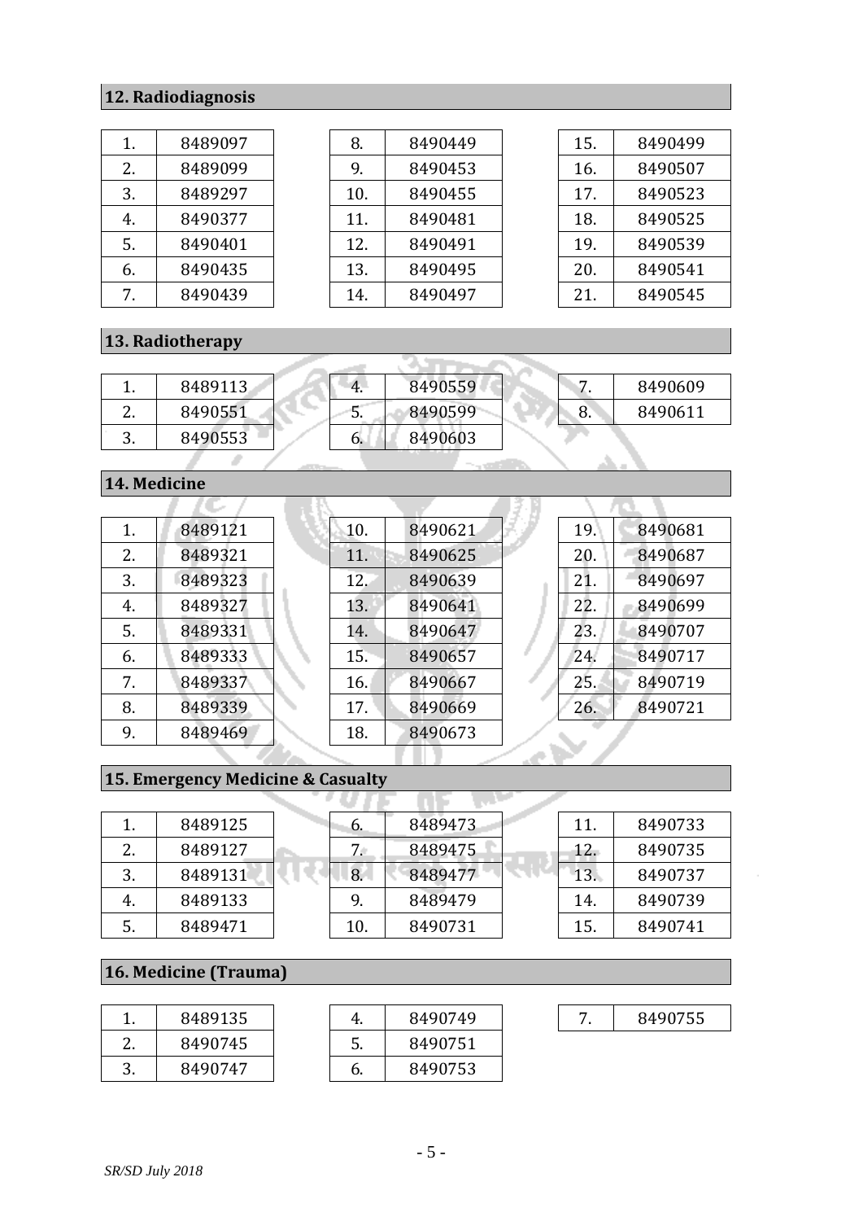## 12. Radiodiagnosis

| | | | | | |
|---|---|---|---|---|---|
| 1. | 8489097 | 8. | 8490449 | 15. | 8490499 |
| 2. | 8489099 | 9. | 8490453 | 16. | 8490507 |
| 3. | 8489297 | 10. | 8490455 | 17. | 8490523 |
| 4. | 8490377 | 11. | 8490481 | 18. | 8490525 |
| 5. | 8490401 | 12. | 8490491 | 19. | 8490539 |
| 6. | 8490435 | 13. | 8490495 | 20. | 8490541 |
| 7. | 8490439 | 14. | 8490497 | 21. | 8490545 |

## 13. Radiotherapy

| | | | | | |
|---|---|---|---|---|---|
| 1. | 8489113 | 4. | 8490559 | 7. | 8490609 |
| 2. | 8490551 | 5. | 8490599 | 8. | 8490611 |
| 3. | 8490553 | 6. | 8490603 | | |

## 14. Medicine

| | | | | | |
|---|---|---|---|---|---|
| 1. | 8489121 | 10. | 8490621 | 19. | 8490681 |
| 2. | 8489321 | 11. | 8490625 | 20. | 8490687 |
| 3. | 8489323 | 12. | 8490639 | 21. | 8490697 |
| 4. | 8489327 | 13. | 8490641 | 22. | 8490699 |
| 5. | 8489331 | 14. | 8490647 | 23. | 8490707 |
| 6. | 8489333 | 15. | 8490657 | 24. | 8490717 |
| 7. | 8489337 | 16. | 8490667 | 25. | 8490719 |
| 8. | 8489339 | 17. | 8490669 | 26. | 8490721 |
| 9. | 8489469 | 18. | 8490673 | | |

## 15. Emergency Medicine & Casualty

| | | | | | |
|---|---|---|---|---|---|
| 1. | 8489125 | 6. | 8489473 | 11. | 8490733 |
| 2. | 8489127 | 7. | 8489475 | 12. | 8490735 |
| 3. | 8489131 | 8. | 8489477 | 13. | 8490737 |
| 4. | 8489133 | 9. | 8489479 | 14. | 8490739 |
| 5. | 8489471 | 10. | 8490731 | 15. | 8490741 |

## 16. Medicine (Trauma)

| | | | | | |
|---|---|---|---|---|---|
| 1. | 8489135 | 4. | 8490749 | 7. | 8490755 |
| 2. | 8490745 | 5. | 8490751 | | |
| 3. | 8490747 | 6. | 8490753 | | |

*SR/SD July 2018*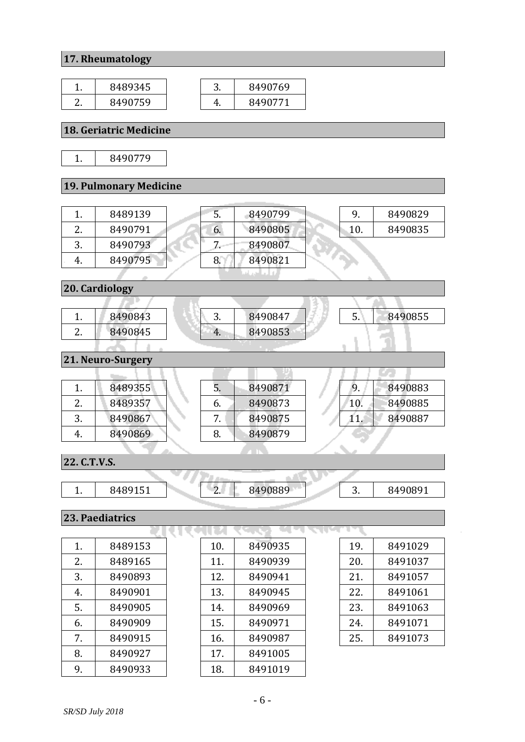## 17. Rheumatology

| | |
|---|---|
| 1. | 8489345 |
| 2. | 8490759 |
| 3. | 8490769 |
| 4. | 8490771 |

## 18. Geriatric Medicine

| | |
|---|---|
| 1. | 8490779 |

## 19. Pulmonary Medicine

| | |
|---|---|
| 1. | 8489139 |
| 2. | 8490791 |
| 3. | 8490793 |
| 4. | 8490795 |
| 5. | 8490799 |
| 6. | 8490805 |
| 7. | 8490807 |
| 8. | 8490821 |
| 9. | 8490829 |
| 10. | 8490835 |

## 20. Cardiology

| | |
|---|---|
| 1. | 8490843 |
| 2. | 8490845 |
| 3. | 8490847 |
| 4. | 8490853 |
| 5. | 8490855 |

## 21. Neuro-Surgery

| | |
|---|---|
| 1. | 8489355 |
| 2. | 8489357 |
| 3. | 8490867 |
| 4. | 8490869 |
| 5. | 8490871 |
| 6. | 8490873 |
| 7. | 8490875 |
| 8. | 8490879 |
| 9. | 8490883 |
| 10. | 8490885 |
| 11. | 8490887 |

## 22. C.T.V.S.

| | |
|---|---|
| 1. | 8489151 |
| 2. | 8490889 |
| 3. | 8490891 |

## 23. Paediatrics

| | |
|---|---|
| 1. | 8489153 |
| 2. | 8489165 |
| 3. | 8490893 |
| 4. | 8490901 |
| 5. | 8490905 |
| 6. | 8490909 |
| 7. | 8490915 |
| 8. | 8490927 |
| 9. | 8490933 |
| 10. | 8490935 |
| 11. | 8490939 |
| 12. | 8490941 |
| 13. | 8490945 |
| 14. | 8490969 |
| 15. | 8490971 |
| 16. | 8490987 |
| 17. | 8491005 |
| 18. | 8491019 |
| 19. | 8491029 |
| 20. | 8491037 |
| 21. | 8491057 |
| 22. | 8491061 |
| 23. | 8491063 |
| 24. | 8491071 |
| 25. | 8491073 |

*SR/SD July 2018*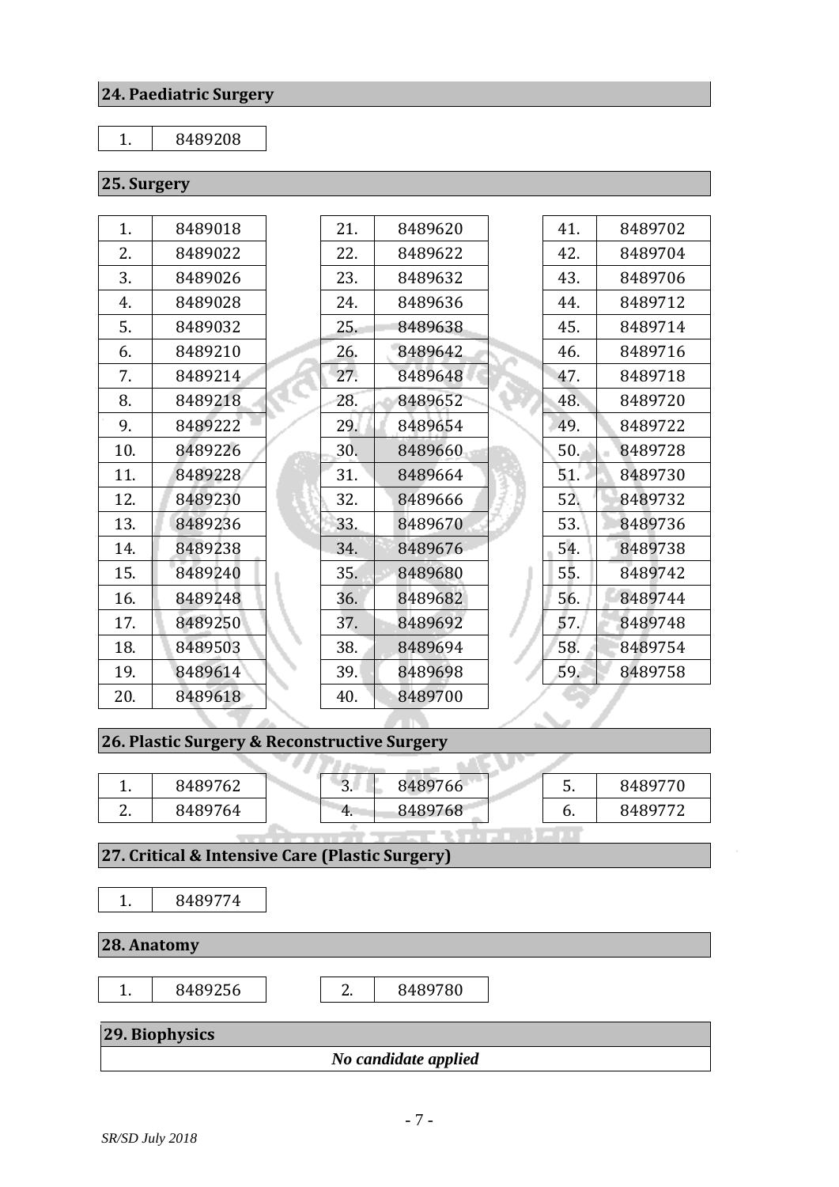## 24. Paediatric Surgery

| 1. | 8489208 |
|---|---|

## 25. Surgery

| | | | | | |
|---|---|---|---|---|---|
| 1. | 8489018 | 21. | 8489620 | 41. | 8489702 |
| 2. | 8489022 | 22. | 8489622 | 42. | 8489704 |
| 3. | 8489026 | 23. | 8489632 | 43. | 8489706 |
| 4. | 8489028 | 24. | 8489636 | 44. | 8489712 |
| 5. | 8489032 | 25. | 8489638 | 45. | 8489714 |
| 6. | 8489210 | 26. | 8489642 | 46. | 8489716 |
| 7. | 8489214 | 27. | 8489648 | 47. | 8489718 |
| 8. | 8489218 | 28. | 8489652 | 48. | 8489720 |
| 9. | 8489222 | 29. | 8489654 | 49. | 8489722 |
| 10. | 8489226 | 30. | 8489660 | 50. | 8489728 |
| 11. | 8489228 | 31. | 8489664 | 51. | 8489730 |
| 12. | 8489230 | 32. | 8489666 | 52. | 8489732 |
| 13. | 8489236 | 33. | 8489670 | 53. | 8489736 |
| 14. | 8489238 | 34. | 8489676 | 54. | 8489738 |
| 15. | 8489240 | 35. | 8489680 | 55. | 8489742 |
| 16. | 8489248 | 36. | 8489682 | 56. | 8489744 |
| 17. | 8489250 | 37. | 8489692 | 57. | 8489748 |
| 18. | 8489503 | 38. | 8489694 | 58. | 8489754 |
| 19. | 8489614 | 39. | 8489698 | 59. | 8489758 |
| 20. | 8489618 | 40. | 8489700 | | |

## 26. Plastic Surgery & Reconstructive Surgery

| | | | | | |
|---|---|---|---|---|---|
| 1. | 8489762 | 3. | 8489766 | 5. | 8489770 |
| 2. | 8489764 | 4. | 8489768 | 6. | 8489772 |

## 27. Critical & Intensive Care (Plastic Surgery)

| 1. | 8489774 |
|---|---|

## 28. Anatomy

| | | | |
|---|---|---|---|
| 1. | 8489256 | 2. | 8489780 |

## 29. Biophysics

*No candidate applied*

*SR/SD July 2018*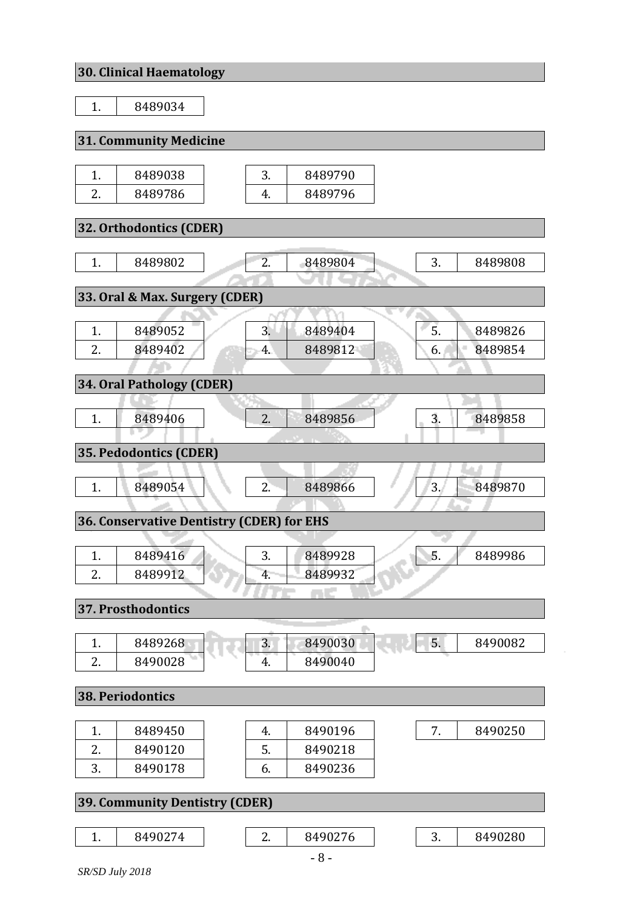## 30. Clinical Haematology

| 1. | 8489034 |
|---|---|

## 31. Community Medicine

| 1. | 8489038 | 3. | 8489790 |
|---|---|---|---|
| 2. | 8489786 | 4. | 8489796 |

## 32. Orthodontics (CDER)

| 1. | 8489802 | 2. | 8489804 | 3. | 8489808 |
|---|---|---|---|---|---|

## 33. Oral & Max. Surgery (CDER)

| 1. | 8489052 | 3. | 8489404 | 5. | 8489826 |
|---|---|---|---|---|---|
| 2. | 8489402 | 4. | 8489812 | 6. | 8489854 |

## 34. Oral Pathology (CDER)

| 1. | 8489406 | 2. | 8489856 | 3. | 8489858 |
|---|---|---|---|---|---|

## 35. Pedodontics (CDER)

| 1. | 8489054 | 2. | 8489866 | 3. | 8489870 |
|---|---|---|---|---|---|

## 36. Conservative Dentistry (CDER) for EHS

| 1. | 8489416 | 3. | 8489928 | 5. | 8489986 |
|---|---|---|---|---|---|
| 2. | 8489912 | 4. | 8489932 | | |

## 37. Prosthodontics

| 1. | 8489268 | 3. | 8490030 | 5. | 8490082 |
|---|---|---|---|---|---|
| 2. | 8490028 | 4. | 8490040 | | |

## 38. Periodontics

| 1. | 8489450 | 4. | 8490196 | 7. | 8490250 |
|---|---|---|---|---|---|
| 2. | 8490120 | 5. | 8490218 | | |
| 3. | 8490178 | 6. | 8490236 | | |

## 39. Community Dentistry (CDER)

| 1. | 8490274 | 2. | 8490276 | 3. | 8490280 |
|---|---|---|---|---|---|

*SR/SD July 2018*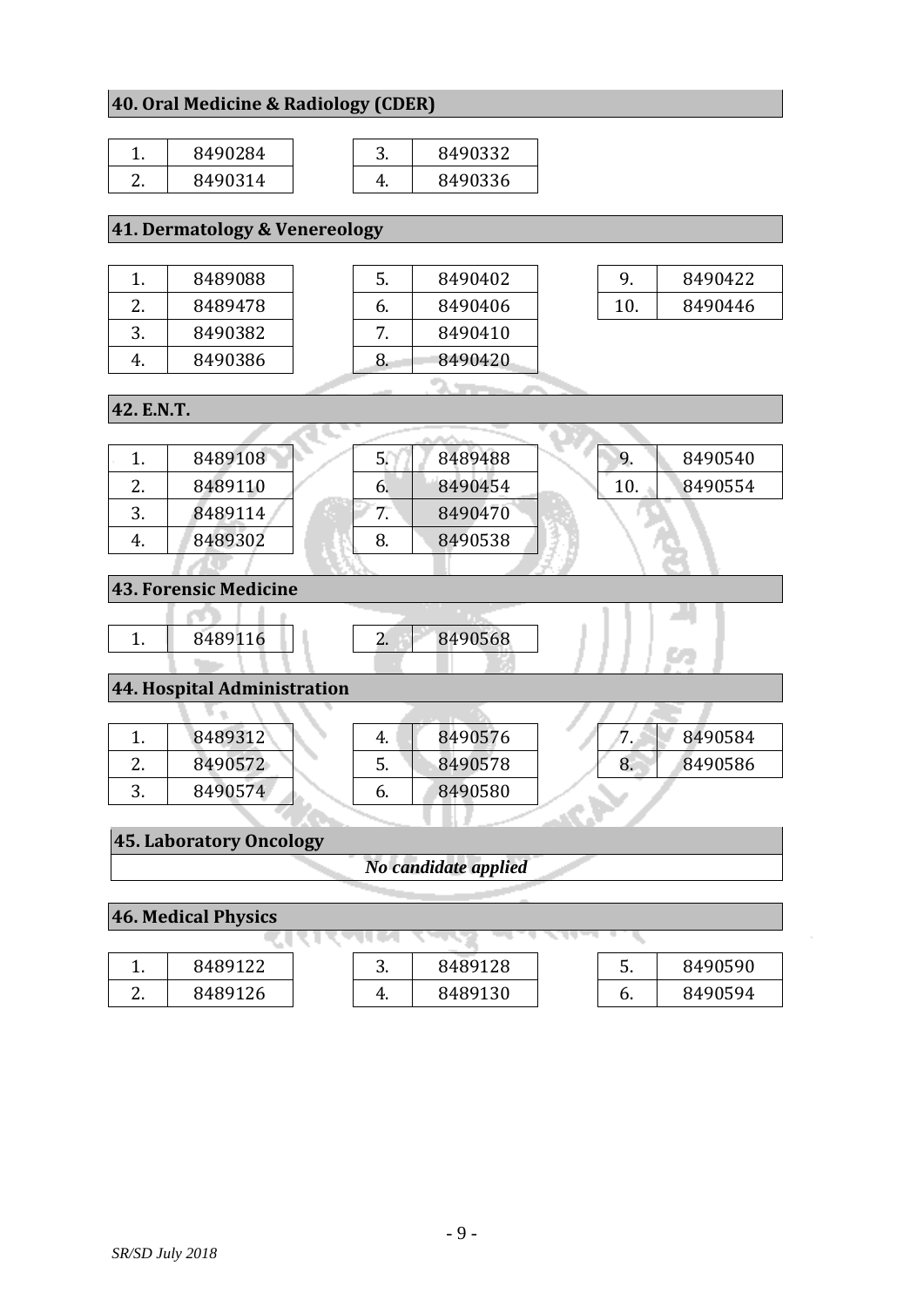## 40. Oral Medicine & Radiology (CDER)

| | | | | |
|---|---|---|---|---|
| 1. | 8490284 | | 3. | 8490332 |
| 2. | 8490314 | | 4. | 8490336 |

## 41. Dermatology & Venereology

| | | | | | | | |
|---|---|---|---|---|---|---|---|
| 1. | 8489088 | | 5. | 8490402 | | 9. | 8490422 |
| 2. | 8489478 | | 6. | 8490406 | | 10. | 8490446 |
| 3. | 8490382 | | 7. | 8490410 | | | |
| 4. | 8490386 | | 8. | 8490420 | | | |

## 42. E.N.T.

| | | | | | | | |
|---|---|---|---|---|---|---|---|
| 1. | 8489108 | | 5. | 8489488 | | 9. | 8490540 |
| 2. | 8489110 | | 6. | 8490454 | | 10. | 8490554 |
| 3. | 8489114 | | 7. | 8490470 | | | |
| 4. | 8489302 | | 8. | 8490538 | | | |

## 43. Forensic Medicine

| | | | | |
|---|---|---|---|---|
| 1. | 8489116 | | 2. | 8490568 |

## 44. Hospital Administration

| | | | | | | | |
|---|---|---|---|---|---|---|---|
| 1. | 8489312 | | 4. | 8490576 | | 7. | 8490584 |
| 2. | 8490572 | | 5. | 8490578 | | 8. | 8490586 |
| 3. | 8490574 | | 6. | 8490580 | | | |

## 45. Laboratory Oncology

*No candidate applied*

## 46. Medical Physics

| | | | | | | | |
|---|---|---|---|---|---|---|---|
| 1. | 8489122 | | 3. | 8489128 | | 5. | 8490590 |
| 2. | 8489126 | | 4. | 8489130 | | 6. | 8490594 |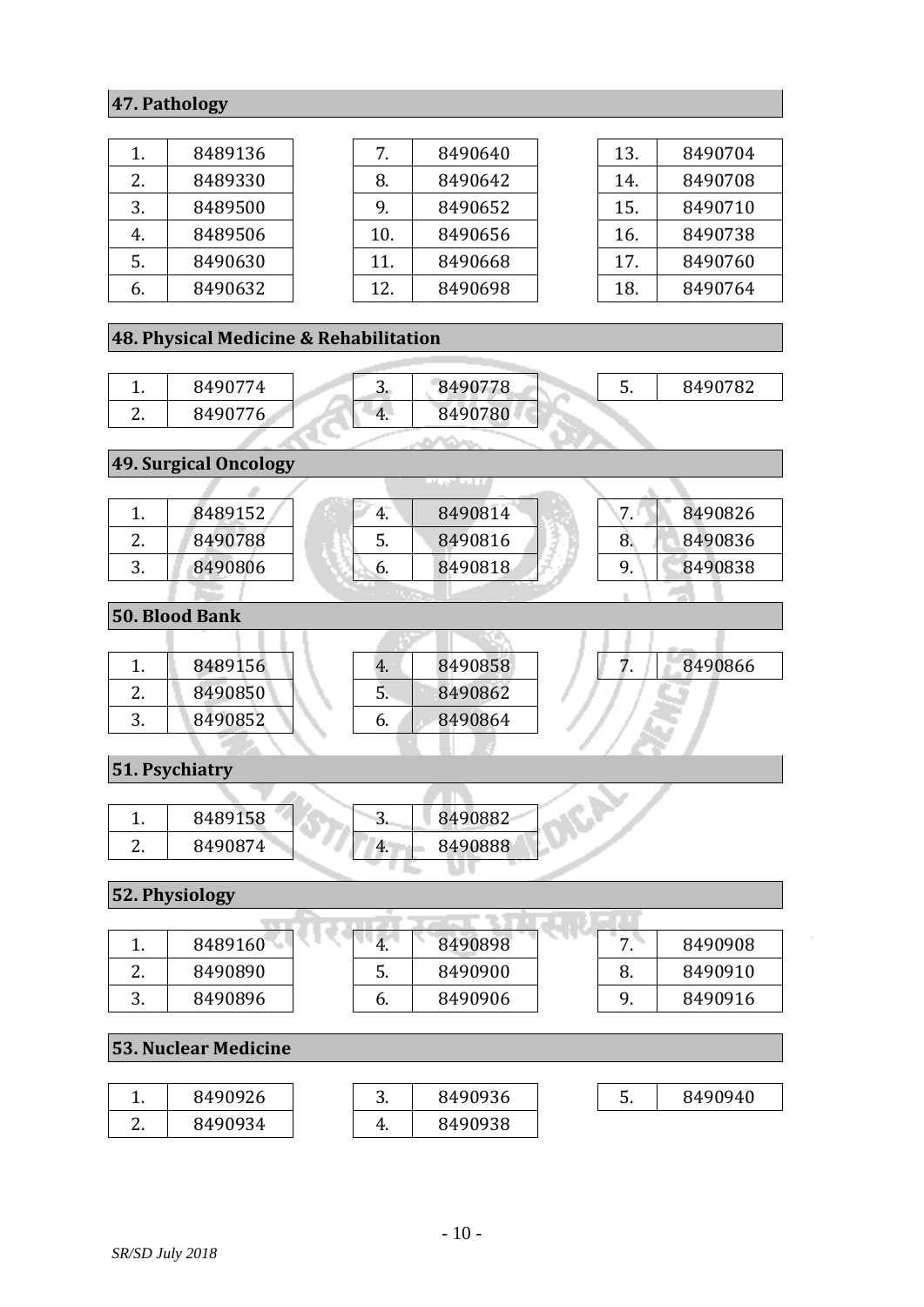## 47. Pathology

| | | | | | | | |
|---|---|---|---|---|---|---|---|
| 1. | 8489136 | | 7. | 8490640 | | 13. | 8490704 |
| 2. | 8489330 | | 8. | 8490642 | | 14. | 8490708 |
| 3. | 8489500 | | 9. | 8490652 | | 15. | 8490710 |
| 4. | 8489506 | | 10. | 8490656 | | 16. | 8490738 |
| 5. | 8490630 | | 11. | 8490668 | | 17. | 8490760 |
| 6. | 8490632 | | 12. | 8490698 | | 18. | 8490764 |

## 48. Physical Medicine & Rehabilitation

| | | | | | | | |
|---|---|---|---|---|---|---|---|
| 1. | 8490774 | | 3. | 8490778 | | 5. | 8490782 |
| 2. | 8490776 | | 4. | 8490780 | | | |

## 49. Surgical Oncology

| | | | | | | | |
|---|---|---|---|---|---|---|---|
| 1. | 8489152 | | 4. | 8490814 | | 7. | 8490826 |
| 2. | 8490788 | | 5. | 8490816 | | 8. | 8490836 |
| 3. | 8490806 | | 6. | 8490818 | | 9. | 8490838 |

## 50. Blood Bank

| | | | | | | | |
|---|---|---|---|---|---|---|---|
| 1. | 8489156 | | 4. | 8490858 | | 7. | 8490866 |
| 2. | 8490850 | | 5. | 8490862 | | | |
| 3. | 8490852 | | 6. | 8490864 | | | |

## 51. Psychiatry

| | | | | |
|---|---|---|---|---|
| 1. | 8489158 | | 3. | 8490882 |
| 2. | 8490874 | | 4. | 8490888 |

## 52. Physiology

| | | | | | | | |
|---|---|---|---|---|---|---|---|
| 1. | 8489160 | | 4. | 8490898 | | 7. | 8490908 |
| 2. | 8490890 | | 5. | 8490900 | | 8. | 8490910 |
| 3. | 8490896 | | 6. | 8490906 | | 9. | 8490916 |

## 53. Nuclear Medicine

| | | | | | | | |
|---|---|---|---|---|---|---|---|
| 1. | 8490926 | | 3. | 8490936 | | 5. | 8490940 |
| 2. | 8490934 | | 4. | 8490938 | | | |

*SR/SD July 2018*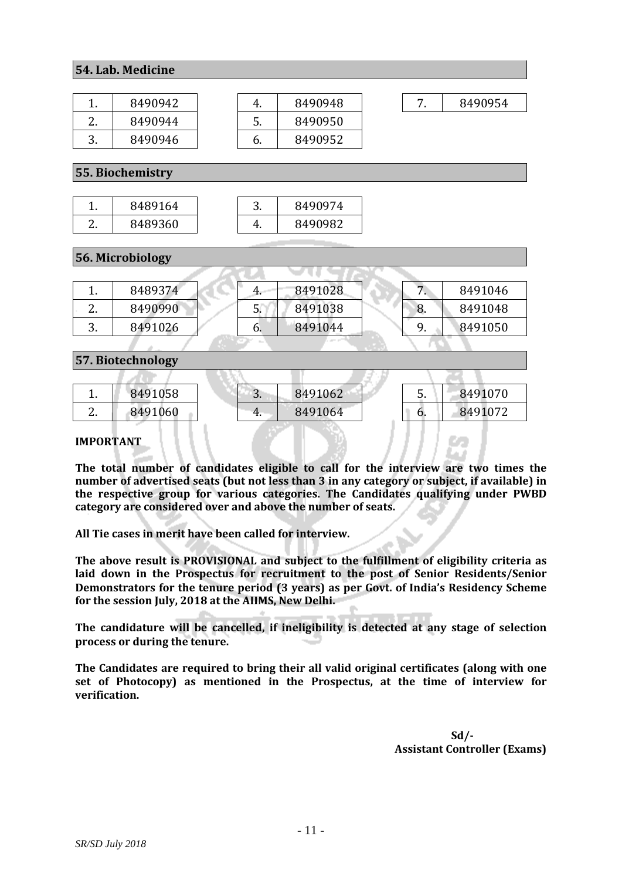## 54. Lab. Medicine

| | | | | | |
|---|---|---|---|---|---|
| 1. | 8490942 | 4. | 8490948 | 7. | 8490954 |
| 2. | 8490944 | 5. | 8490950 | | |
| 3. | 8490946 | 6. | 8490952 | | |

## 55. Biochemistry

| | | | |
|---|---|---|---|
| 1. | 8489164 | 3. | 8490974 |
| 2. | 8489360 | 4. | 8490982 |

## 56. Microbiology

| | | | | | |
|---|---|---|---|---|---|
| 1. | 8489374 | 4. | 8491028 | 7. | 8491046 |
| 2. | 8490990 | 5. | 8491038 | 8. | 8491048 |
| 3. | 8491026 | 6. | 8491044 | 9. | 8491050 |

## 57. Biotechnology

| | | | | | |
|---|---|---|---|---|---|
| 1. | 8491058 | 3. | 8491062 | 5. | 8491070 |
| 2. | 8491060 | 4. | 8491064 | 6. | 8491072 |

**IMPORTANT**

**The total number of candidates eligible to call for the interview are two times the number of advertised seats (but not less than 3 in any category or subject, if available) in the respective group for various categories. The Candidates qualifying under PWBD category are considered over and above the number of seats.**

**All Tie cases in merit have been called for interview.**

**The above result is PROVISIONAL and subject to the fulfillment of eligibility criteria as laid down in the Prospectus for recruitment to the post of Senior Residents/Senior Demonstrators for the tenure period (3 years) as per Govt. of India's Residency Scheme for the session July, 2018 at the AIIMS, New Delhi.**

**The candidature will be cancelled, if ineligibility is detected at any stage of selection process or during the tenure.**

**The Candidates are required to bring their all valid original certificates (along with one set of Photocopy) as mentioned in the Prospectus, at the time of interview for verification.**

**Sd/-**
**Assistant Controller (Exams)**